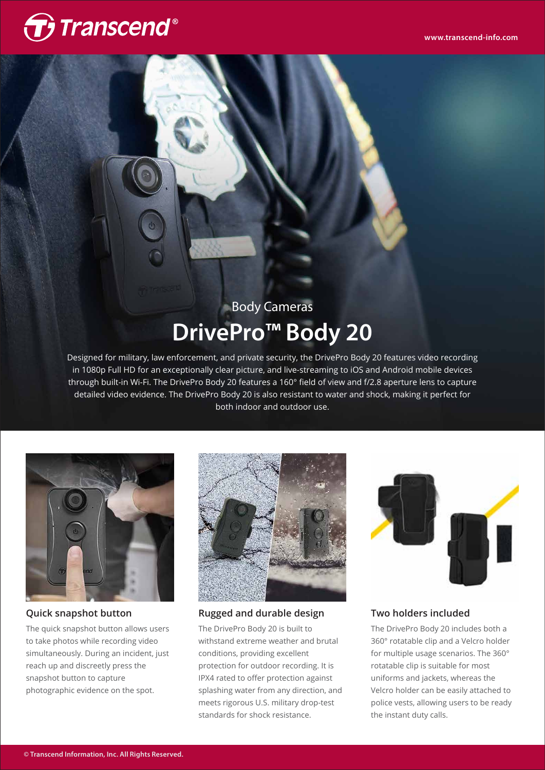Body Cameras

# DrivePro™ Body 20

Designed for military, law enforcement, and private security, the DrivePro Body 20 features video recording in 1080p Full HD for an exceptionally clear picture, and live-streaming to iOS and Android mobile devices through built-in Wi-Fi. The DrivePro Body 20 features a 160° field of view and f/2.8 aperture lens to capture detailed video evidence. The DrivePro Body 20 is also resistant to water and shock, making it perfect for both indoor and outdoor use.

### Quick snapshot button

The quick snapshot button allows users to take photos while recording video simultaneously. During an incident, just reach up and discreetly press the snapshot button to capture photographic evidence on the spot.

### Rugged and durable design

The DrivePro Body 20 is built to withstand extreme weather and brutal conditions, providing excellent protection for outdoor recording. It is IPX4 rated to offer protection against splashing water from any direction, and meets rigorous U.S. military drop-test standards for shock resistance.

### Two holders included

The DrivePro Body 20 includes both a 360° rotatable clip and a Velcro holder for multiple usage scenarios. The 360° rotatable clip is suitable for most uniforms and jackets, whereas the Velcro holder can be easily attached to police vests, allowing users to be ready the instant duty calls.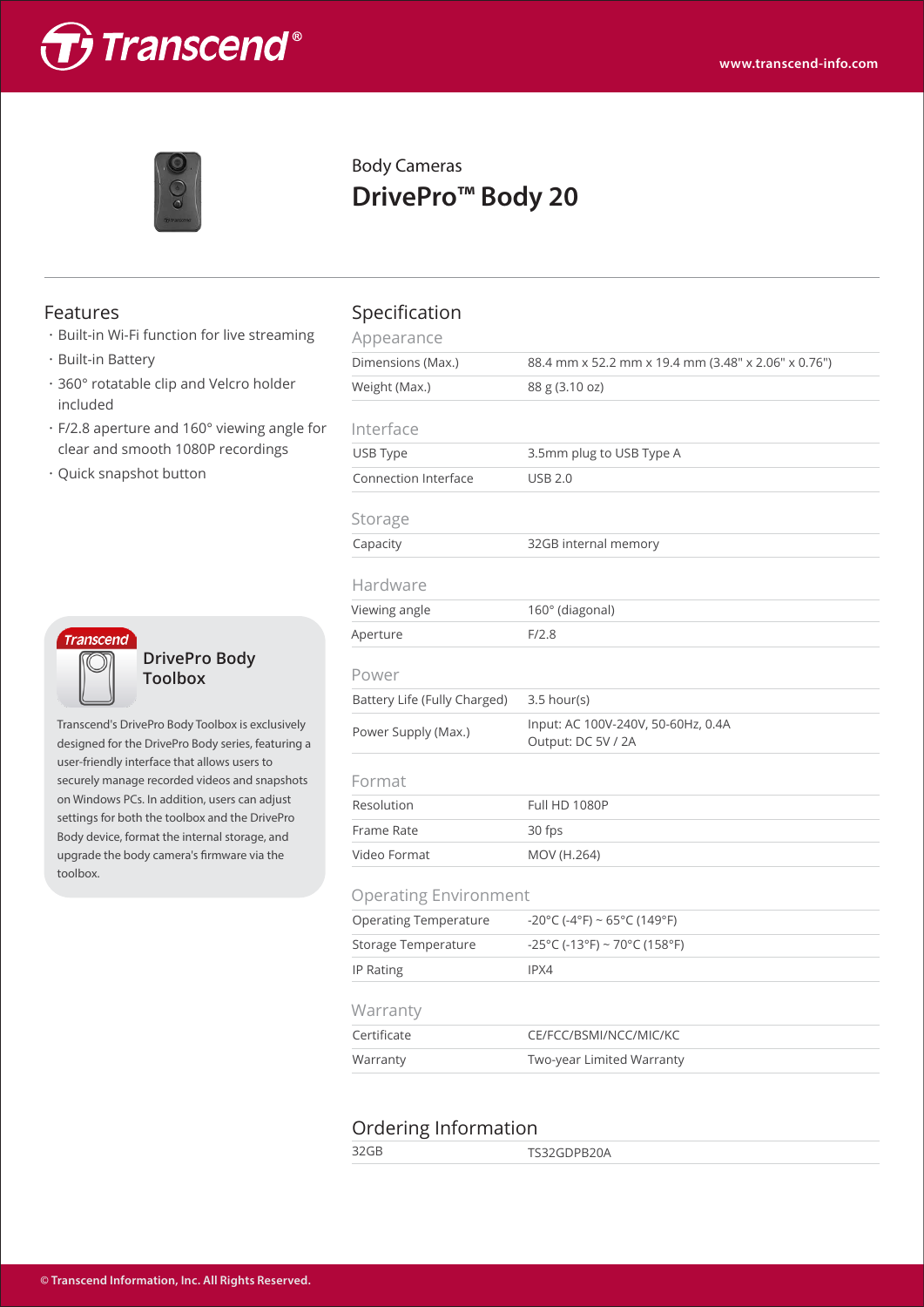Body Cameras

# DrivePro™ Body 20

## Features

- Built-in Wi-Fi function for live streaming
- Built-in Battery
- 360° rotatable clip and Velcro holder included
- F/2.8 aperture and 160° viewing angle for clear and smooth 1080P recordings
- Quick snapshot button

### DrivePro Body Toolbox

Transcend's DrivePro Body Toolbox is exclusively designed for the DrivePro Body series, featuring a user-friendly interface that allows users to securely manage recorded videos and snapshots on Windows PCs. In addition, users can adjust settings for both the toolbox and the DrivePro Body device, format the internal storage, and upgrade the body camera's firmware via the toolbox.

## Specification

### Appearance

| | |
|---|---|
| Dimensions (Max.) | 88.4 mm x 52.2 mm x 19.4 mm (3.48" x 2.06" x 0.76") |
| Weight (Max.) | 88 g (3.10 oz) |

### Interface

| | |
|---|---|
| USB Type | 3.5mm plug to USB Type A |
| Connection Interface | USB 2.0 |

### Storage

| | |
|---|---|
| Capacity | 32GB internal memory |

### Hardware

| | |
|---|---|
| Viewing angle | 160° (diagonal) |
| Aperture | F/2.8 |

### Power

| | |
|---|---|
| Battery Life (Fully Charged) | 3.5 hour(s) |
| Power Supply (Max.) | Input: AC 100V-240V, 50-60Hz, 0.4A<br>Output: DC 5V / 2A |

### Format

| | |
|---|---|
| Resolution | Full HD 1080P |
| Frame Rate | 30 fps |
| Video Format | MOV (H.264) |

### Operating Environment

| | |
|---|---|
| Operating Temperature | -20°C (-4°F) ~ 65°C (149°F) |
| Storage Temperature | -25°C (-13°F) ~ 70°C (158°F) |
| IP Rating | IPX4 |

### Warranty

| | |
|---|---|
| Certificate | CE/FCC/BSMI/NCC/MIC/KC |
| Warranty | Two-year Limited Warranty |

## Ordering Information

| | |
|---|---|
| 32GB | TS32GDPB20A |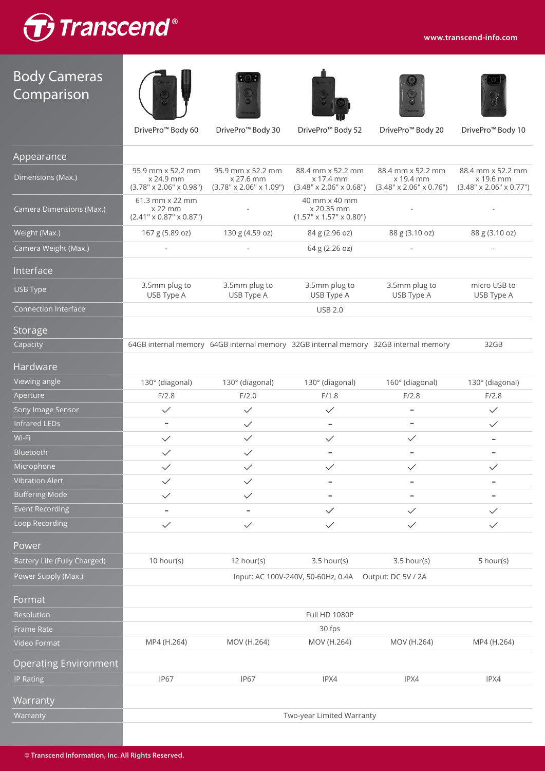# Body Cameras Comparison

| | DrivePro™ Body 60 | DrivePro™ Body 30 | DrivePro™ Body 52 | DrivePro™ Body 20 | DrivePro™ Body 10 |
|---|---|---|---|---|---|
| **Appearance** | | | | | |
| Dimensions (Max.) | 95.9 mm x 52.2 mm x 24.9 mm (3.78" x 2.06" x 0.98") | 95.9 mm x 52.2 mm x 27.6 mm (3.78" x 2.06" x 1.09") | 88.4 mm x 52.2 mm x 17.4 mm (3.48" x 2.06" x 0.68") | 88.4 mm x 52.2 mm x 19.4 mm (3.48" x 2.06" x 0.76") | 88.4 mm x 52.2 mm x 19.6 mm (3.48" x 2.06" x 0.77") |
| Camera Dimensions (Max.) | 61.3 mm x 22 mm x 22 mm (2.41" x 0.87" x 0.87") | - | 40 mm x 40 mm x 20.35 mm (1.57" x 1.57" x 0.80") | - | - |
| Weight (Max.) | 167 g (5.89 oz) | 130 g (4.59 oz) | 84 g (2.96 oz) | 88 g (3.10 oz) | 88 g (3.10 oz) |
| Camera Weight (Max.) | - | - | 64 g (2.26 oz) | - | - |
| **Interface** | | | | | |
| USB Type | 3.5mm plug to USB Type A | 3.5mm plug to USB Type A | 3.5mm plug to USB Type A | 3.5mm plug to USB Type A | micro USB to USB Type A |
| Connection Interface | USB 2.0 | | | | |
| **Storage** | | | | | |
| Capacity | 64GB internal memory | 64GB internal memory | 32GB internal memory | 32GB internal memory | 32GB |
| **Hardware** | | | | | |
| Viewing angle | 130° (diagonal) | 130° (diagonal) | 130° (diagonal) | 160° (diagonal) | 130° (diagonal) |
| Aperture | F/2.8 | F/2.0 | F/1.8 | F/2.8 | F/2.8 |
| Sony Image Sensor | ✓ | ✓ | ✓ | - | ✓ |
| Infrared LEDs | - | ✓ | - | - | ✓ |
| Wi-Fi | ✓ | ✓ | ✓ | ✓ | - |
| Bluetooth | ✓ | ✓ | - | - | - |
| Microphone | ✓ | ✓ | ✓ | ✓ | ✓ |
| Vibration Alert | ✓ | ✓ | - | - | - |
| Buffering Mode | ✓ | ✓ | - | - | - |
| Event Recording | - | - | ✓ | ✓ | ✓ |
| Loop Recording | ✓ | ✓ | ✓ | ✓ | ✓ |
| **Power** | | | | | |
| Battery Life (Fully Charged) | 10 hour(s) | 12 hour(s) | 3.5 hour(s) | 3.5 hour(s) | 5 hour(s) |
| Power Supply (Max.) | Input: AC 100V-240V, 50-60Hz, 0.4A Output: DC 5V / 2A | | | | |
| **Format** | | | | | |
| Resolution | Full HD 1080P | | | | |
| Frame Rate | 30 fps | | | | |
| Video Format | MP4 (H.264) | MOV (H.264) | MOV (H.264) | MOV (H.264) | MP4 (H.264) |
| **Operating Environment** | | | | | |
| IP Rating | IP67 | IP67 | IPX4 | IPX4 | IPX4 |
| **Warranty** | | | | | |
| Warranty | Two-year Limited Warranty | | | | |

© Transcend Information, Inc. All Rights Reserved.